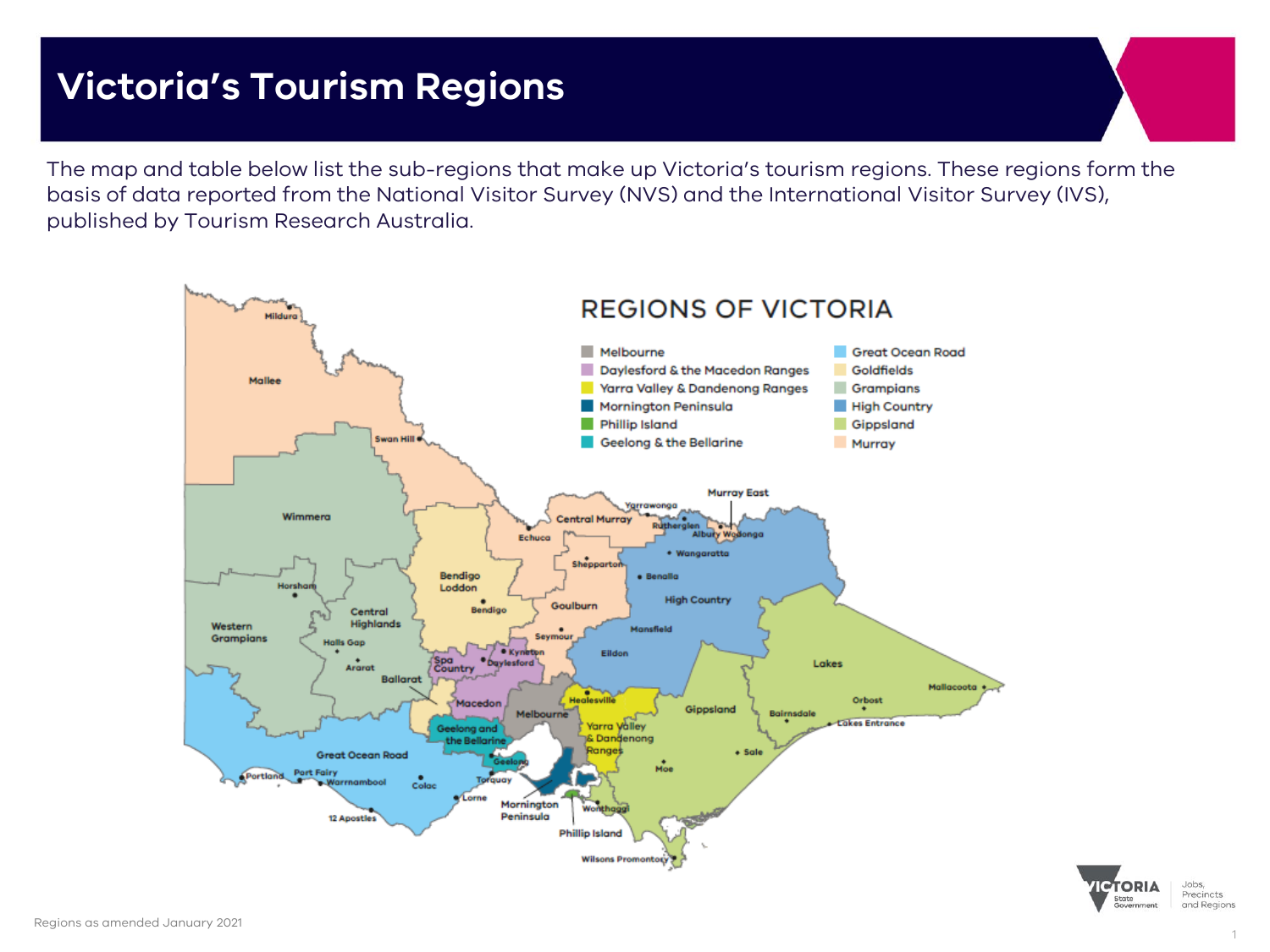# Victoria's Tourism Regions

The map and table below list the sub-regions that make up Victoria's tourism regions. These regions form the basis of data reported from the National Visitor Survey (NVS) and the International Visitor Survey (IVS), published by Tourism Research Australia.

REGIONS OF VICTORIA

Melbourne
Daylesford & the Macedon Ranges
Yarra Valley & Dandenong Ranges
Mornington Peninsula
Phillip Island
Geelong & the Bellarine
Great Ocean Road
Goldfields
Grampians
High Country
Gippsland
Murray

Mildura
Mallee
Swan Hill
Wimmera
Murray East
Yarrawonga
Central Murray
Rutherglen
Albury Wodonga
Echuca
Wangaratta
Shepparton
Benalla
Bendigo Loddon
Bendigo
Horsham
Goulburn
High Country
Central Highlands
Western Grampians
Mansfield
Seymour
Halls Gap
Kyneton
Eildon
Spa Country
Daylesford
Lakes
Ararat
Ballarat
Mallacoota
Healesville
Macedon
Orbost
Gippsland
Bairnsdale
Melbourne
Lakes Entrance
Geelong and the Bellarine
Yarra Valley & Dandenong Ranges
Sale
Great Ocean Road
Geelong
Moe
Portland
Port Fairy
Torquay
Warrnambool
Colac
Lorne
Mornington Peninsula
Wonthaggi
12 Apostles
Phillip Island
Wilsons Promontory

Regions as amended January 2021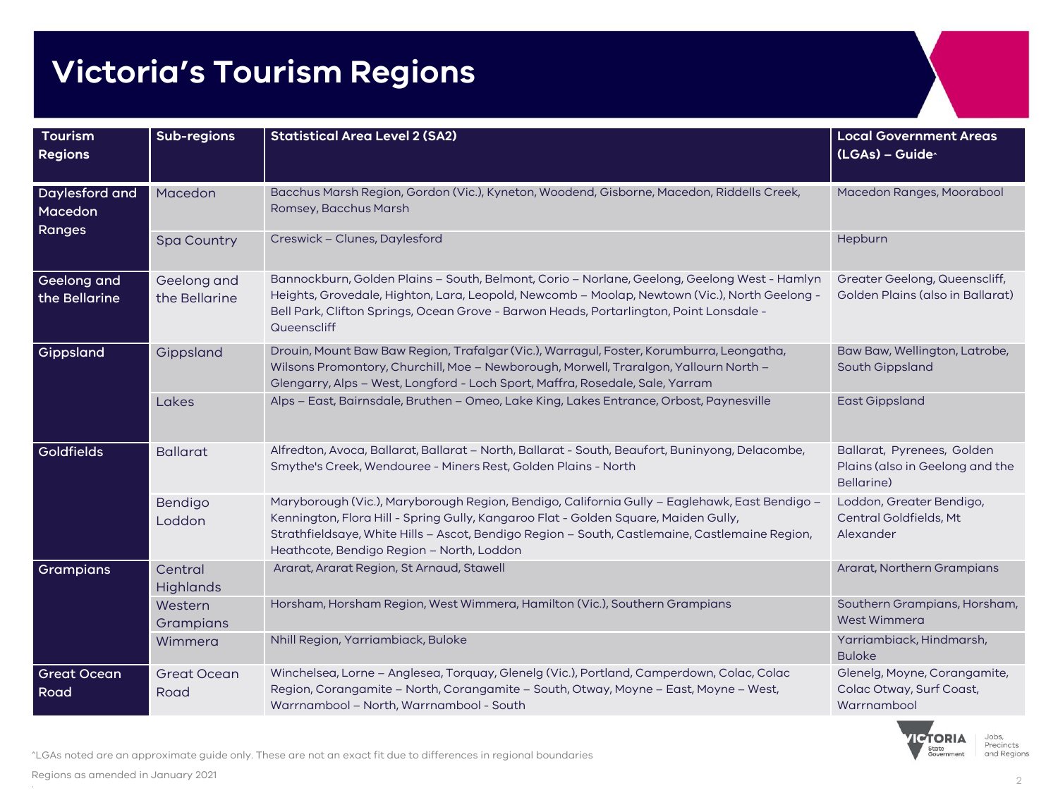# Victoria's Tourism Regions

| Tourism Regions | Sub-regions | Statistical Area Level 2 (SA2) | Local Government Areas (LGAs) – Guide^ |
|---|---|---|---|
| Daylesford and Macedon Ranges | Macedon | Bacchus Marsh Region, Gordon (Vic.), Kyneton, Woodend, Gisborne, Macedon, Riddells Creek, Romsey, Bacchus Marsh | Macedon Ranges, Moorabool |
| | Spa Country | Creswick – Clunes, Daylesford | Hepburn |
| Geelong and the Bellarine | Geelong and the Bellarine | Bannockburn, Golden Plains – South, Belmont, Corio – Norlane, Geelong, Geelong West - Hamlyn Heights, Grovedale, Highton, Lara, Leopold, Newcomb – Moolap, Newtown (Vic.), North Geelong - Bell Park, Clifton Springs, Ocean Grove - Barwon Heads, Portarlington, Point Lonsdale - Queenscliff | Greater Geelong, Queenscliff, Golden Plains (also in Ballarat) |
| Gippsland | Gippsland | Drouin, Mount Baw Baw Region, Trafalgar (Vic.), Warragul, Foster, Korumburra, Leongatha, Wilsons Promontory, Churchill, Moe – Newborough, Morwell, Traralgon, Yallourn North – Glengarry, Alps – West, Longford - Loch Sport, Maffra, Rosedale, Sale, Yarram | Baw Baw, Wellington, Latrobe, South Gippsland |
| | Lakes | Alps – East, Bairnsdale, Bruthen – Omeo, Lake King, Lakes Entrance, Orbost, Paynesville | East Gippsland |
| Goldfields | Ballarat | Alfredton, Avoca, Ballarat, Ballarat – North, Ballarat - South, Beaufort, Buninyong, Delacombe, Smythe's Creek, Wendouree - Miners Rest, Golden Plains - North | Ballarat, Pyrenees, Golden Plains (also in Geelong and the Bellarine) |
| | Bendigo Loddon | Maryborough (Vic.), Maryborough Region, Bendigo, California Gully – Eaglehawk, East Bendigo – Kennington, Flora Hill - Spring Gully, Kangaroo Flat - Golden Square, Maiden Gully, Strathfieldsaye, White Hills – Ascot, Bendigo Region – South, Castlemaine, Castlemaine Region, Heathcote, Bendigo Region – North, Loddon | Loddon, Greater Bendigo, Central Goldfields, Mt Alexander |
| Grampians | Central Highlands | Ararat, Ararat Region, St Arnaud, Stawell | Ararat, Northern Grampians |
| | Western Grampians | Horsham, Horsham Region, West Wimmera, Hamilton (Vic.), Southern Grampians | Southern Grampians, Horsham, West Wimmera |
| | Wimmera | Nhill Region, Yarriambiack, Buloke | Yarriambiack, Hindmarsh, Buloke |
| Great Ocean Road | Great Ocean Road | Winchelsea, Lorne – Anglesea, Torquay, Glenelg (Vic.), Portland, Camperdown, Colac, Colac Region, Corangamite – North, Corangamite – South, Otway, Moyne – East, Moyne – West, Warrnambool – North, Warrnambool - South | Glenelg, Moyne, Corangamite, Colac Otway, Surf Coast, Warrnambool |

^LGAs noted are an approximate guide only. These are not an exact fit due to differences in regional boundaries

Regions as amended in January 2021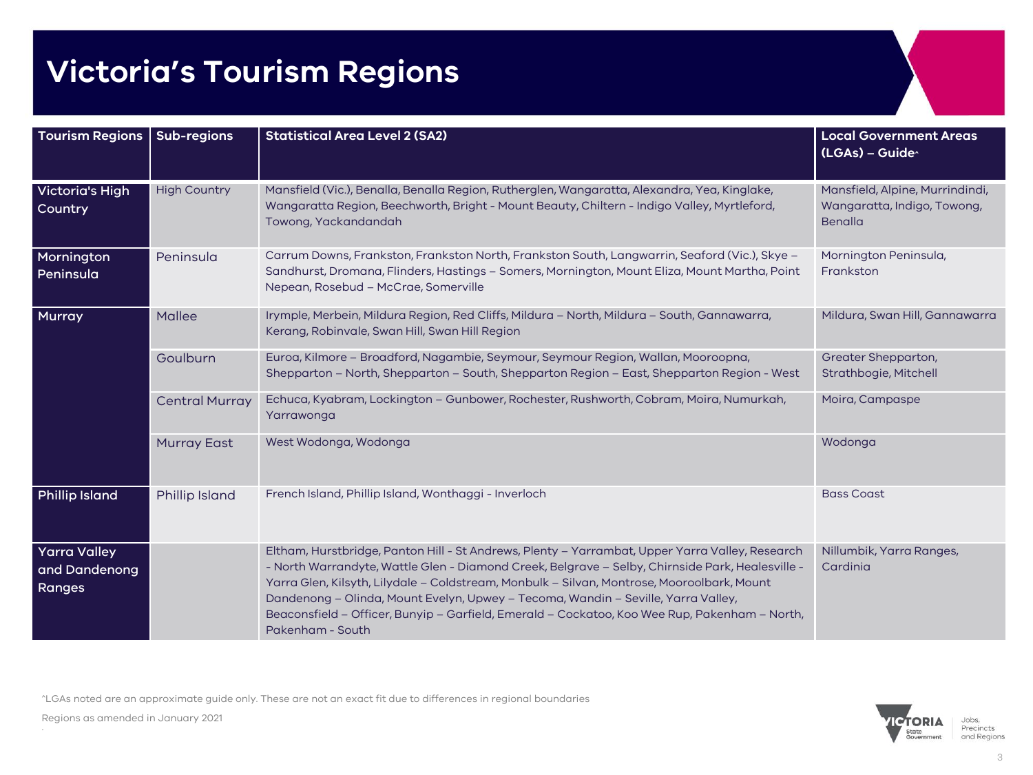# Victoria's Tourism Regions

| Tourism Regions | Sub-regions | Statistical Area Level 2 (SA2) | Local Government Areas (LGAs) – Guide^ |
|---|---|---|---|
| Victoria's High Country | High Country | Mansfield (Vic.), Benalla, Benalla Region, Rutherglen, Wangaratta, Alexandra, Yea, Kinglake, Wangaratta Region, Beechworth, Bright - Mount Beauty, Chiltern - Indigo Valley, Myrtleford, Towong, Yackandandah | Mansfield, Alpine, Murrindindi, Wangaratta, Indigo, Towong, Benalla |
| Mornington Peninsula | Peninsula | Carrum Downs, Frankston, Frankston North, Frankston South, Langwarrin, Seaford (Vic.), Skye – Sandhurst, Dromana, Flinders, Hastings – Somers, Mornington, Mount Eliza, Mount Martha, Point Nepean, Rosebud – McCrae, Somerville | Mornington Peninsula, Frankston |
| Murray | Mallee | Irymple, Merbein, Mildura Region, Red Cliffs, Mildura – North, Mildura – South, Gannawarra, Kerang, Robinvale, Swan Hill, Swan Hill Region | Mildura, Swan Hill, Gannawarra |
| | Goulburn | Euroa, Kilmore – Broadford, Nagambie, Seymour, Seymour Region, Wallan, Mooroopna, Shepparton – North, Shepparton – South, Shepparton Region – East, Shepparton Region - West | Greater Shepparton, Strathbogie, Mitchell |
| | Central Murray | Echuca, Kyabram, Lockington – Gunbower, Rochester, Rushworth, Cobram, Moira, Numurkah, Yarrawonga | Moira, Campaspe |
| | Murray East | West Wodonga, Wodonga | Wodonga |
| Phillip Island | Phillip Island | French Island, Phillip Island, Wonthaggi - Inverloch | Bass Coast |
| Yarra Valley and Dandenong Ranges | | Eltham, Hurstbridge, Panton Hill - St Andrews, Plenty – Yarrambat, Upper Yarra Valley, Research - North Warrandyte, Wattle Glen - Diamond Creek, Belgrave – Selby, Chirnside Park, Healesville - Yarra Glen, Kilsyth, Lilydale – Coldstream, Monbulk – Silvan, Montrose, Mooroolbark, Mount Dandenong – Olinda, Mount Evelyn, Upwey – Tecoma, Wandin – Seville, Yarra Valley, Beaconsfield – Officer, Bunyip – Garfield, Emerald – Cockatoo, Koo Wee Rup, Pakenham – North, Pakenham - South | Nillumbik, Yarra Ranges, Cardinia |

^LGAs noted are an approximate guide only. These are not an exact fit due to differences in regional boundaries

Regions as amended in January 2021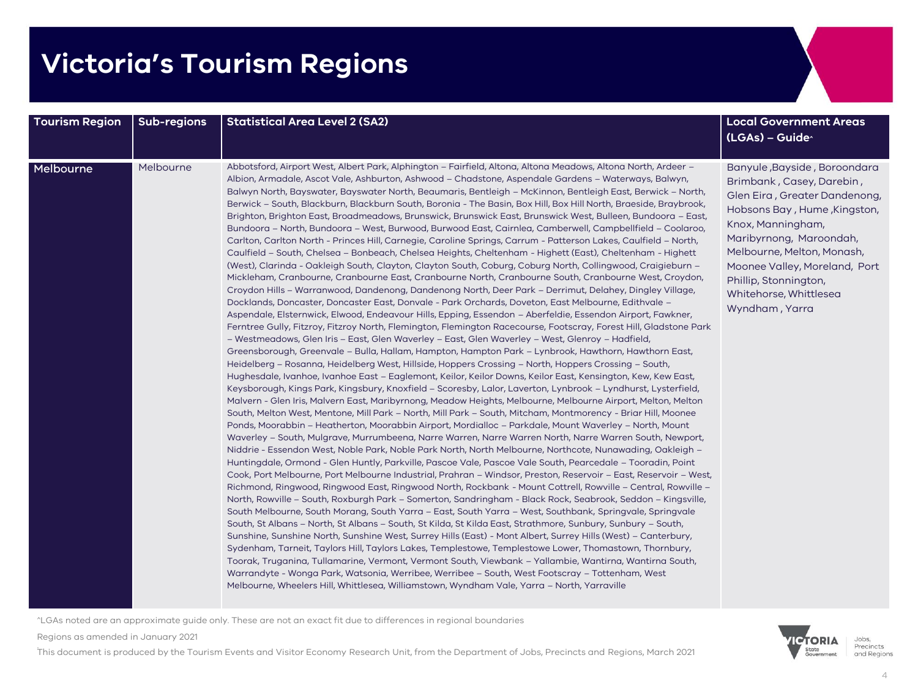# Victoria's Tourism Regions

| Tourism Region | Sub-regions | Statistical Area Level 2 (SA2) | Local Government Areas (LGAs) – Guide^ |
|---|---|---|---|
| Melbourne | Melbourne | Abbotsford, Airport West, Albert Park, Alphington – Fairfield, Altona, Altona Meadows, Altona North, Ardeer – Albion, Armadale, Ascot Vale, Ashburton, Ashwood – Chadstone, Aspendale Gardens – Waterways, Balwyn, Balwyn North, Bayswater, Bayswater North, Beaumaris, Bentleigh – McKinnon, Bentleigh East, Berwick – North, Berwick – South, Blackburn, Blackburn South, Boronia - The Basin, Box Hill, Box Hill North, Braeside, Braybrook, Brighton, Brighton East, Broadmeadows, Brunswick, Brunswick East, Brunswick West, Bulleen, Bundoora – East, Bundoora – North, Bundoora – West, Burwood, Burwood East, Cairnlea, Camberwell, Campbellfield – Coolaroo, Carlton, Carlton North - Princes Hill, Carnegie, Caroline Springs, Carrum - Patterson Lakes, Caulfield – North, Caulfield – South, Chelsea – Bonbeach, Chelsea Heights, Cheltenham - Highett (East), Cheltenham - Highett (West), Clarinda - Oakleigh South, Clayton, Clayton South, Coburg, Coburg North, Collingwood, Craigieburn – Mickleham, Cranbourne, Cranbourne East, Cranbourne North, Cranbourne South, Cranbourne West, Croydon, Croydon Hills – Warranwood, Dandenong, Dandenong North, Deer Park – Derrimut, Delahey, Dingley Village, Docklands, Doncaster, Doncaster East, Donvale - Park Orchards, Doveton, East Melbourne, Edithvale – Aspendale, Elsternwick, Elwood, Endeavour Hills, Epping, Essendon – Aberfeldie, Essendon Airport, Fawkner, Ferntree Gully, Fitzroy, Fitzroy North, Flemington, Flemington Racecourse, Footscray, Forest Hill, Gladstone Park – Westmeadows, Glen Iris – East, Glen Waverley – East, Glen Waverley – West, Glenroy – Hadfield, Greensborough, Greenvale – Bulla, Hallam, Hampton, Hampton Park – Lynbrook, Hawthorn, Hawthorn East, Heidelberg – Rosanna, Heidelberg West, Hillside, Hoppers Crossing – North, Hoppers Crossing – South, Hughesdale, Ivanhoe, Ivanhoe East – Eaglemont, Keilor, Keilor Downs, Keilor East, Kensington, Kew, Kew East, Keysborough, Kings Park, Kingsbury, Knoxfield – Scoresby, Lalor, Laverton, Lynbrook – Lyndhurst, Lysterfield, Malvern - Glen Iris, Malvern East, Maribyrnong, Meadow Heights, Melbourne, Melbourne Airport, Melton, Melton South, Melton West, Mentone, Mill Park – North, Mill Park – South, Mitcham, Montmorency - Briar Hill, Moonee Ponds, Moorabbin – Heatherton, Moorabbin Airport, Mordialloc – Parkdale, Mount Waverley – North, Mount Waverley – South, Mulgrave, Murrumbeena, Narre Warren, Narre Warren North, Narre Warren South, Newport, Niddrie - Essendon West, Noble Park, Noble Park North, North Melbourne, Northcote, Nunawading, Oakleigh – Huntingdale, Ormond - Glen Huntly, Parkville, Pascoe Vale, Pascoe Vale South, Pearcedale – Tooradin, Point Cook, Port Melbourne, Port Melbourne Industrial, Prahran – Windsor, Preston, Reservoir – East, Reservoir – West, Richmond, Ringwood, Ringwood East, Ringwood North, Rockbank - Mount Cottrell, Rowville – Central, Rowville – North, Rowville – South, Roxburgh Park – Somerton, Sandringham - Black Rock, Seabrook, Seddon – Kingsville, South Melbourne, South Morang, South Yarra – East, South Yarra – West, Southbank, Springvale, Springvale South, St Albans – North, St Albans – South, St Kilda, St Kilda East, Strathmore, Sunbury, Sunbury – South, Sunshine, Sunshine North, Sunshine West, Surrey Hills (East) - Mont Albert, Surrey Hills (West) – Canterbury, Sydenham, Tarneit, Taylors Hill, Taylors Lakes, Templestowe, Templestowe Lower, Thomastown, Thornbury, Toorak, Truganina, Tullamarine, Vermont, Vermont South, Viewbank – Yallambie, Wantirna, Wantirna South, Warrandyte - Wonga Park, Watsonia, Werribee, Werribee – South, West Footscray – Tottenham, West Melbourne, Wheelers Hill, Whittlesea, Williamstown, Wyndham Vale, Yarra – North, Yarraville | Banyule ,Bayside , Boroondara Brimbank , Casey, Darebin , Glen Eira , Greater Dandenong, Hobsons Bay , Hume ,Kingston, Knox, Manningham, Maribyrnong, Maroondah, Melbourne, Melton, Monash, Moonee Valley, Moreland, Port Phillip, Stonnington, Whitehorse, Whittlesea Wyndham , Yarra |

^LGAs noted are an approximate guide only. These are not an exact fit due to differences in regional boundaries

Regions as amended in January 2021

This document is produced by the Tourism Events and Visitor Economy Research Unit, from the Department of Jobs, Precincts and Regions, March 2021